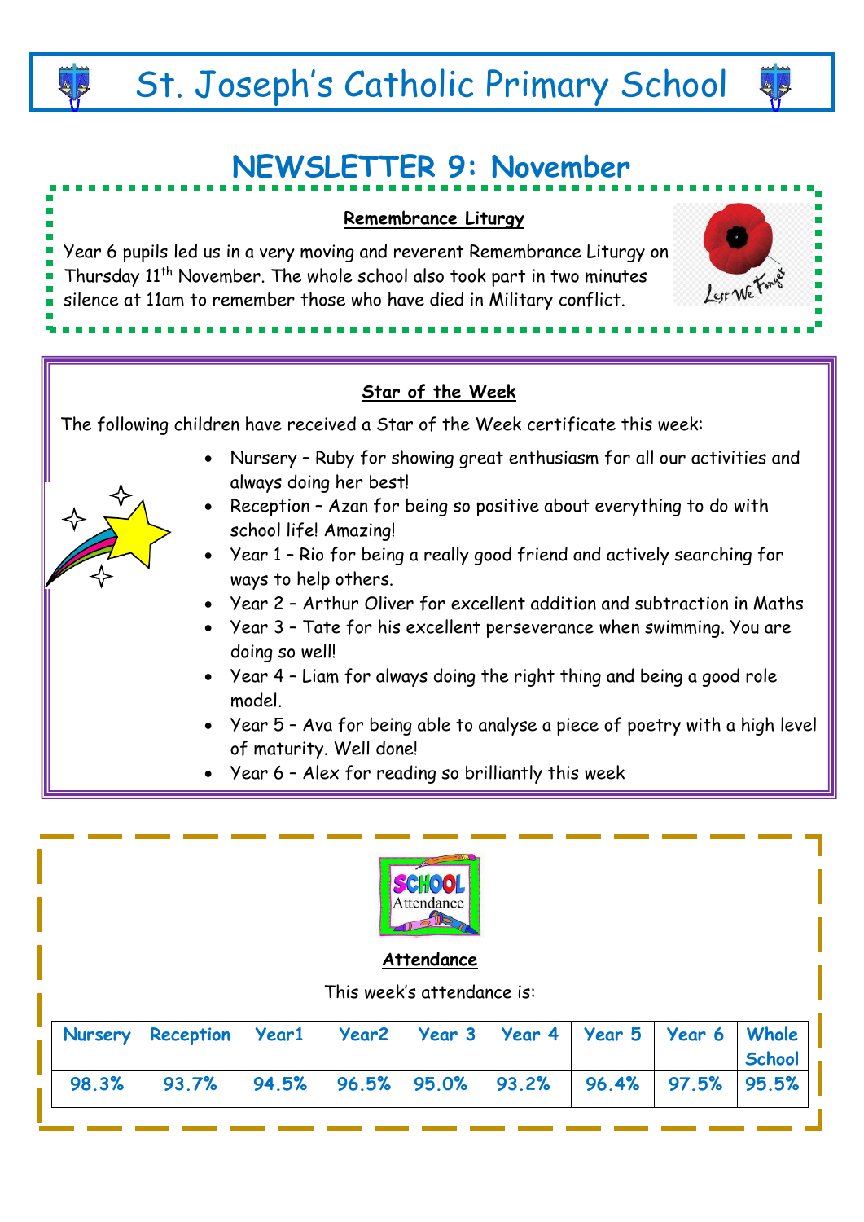# St. Joseph's Catholic Primary School

## NEWSLETTER 9: November

### Remembrance Liturgy

Year 6 pupils led us in a very moving and reverent Remembrance Liturgy on Thursday 11th November. The whole school also took part in two minutes silence at 11am to remember those who have died in Military conflict.

### Star of the Week

The following children have received a Star of the Week certificate this week:

- Nursery – Ruby for showing great enthusiasm for all our activities and always doing her best!
- Reception – Azan for being so positive about everything to do with school life! Amazing!
- Year 1 – Rio for being a really good friend and actively searching for ways to help others.
- Year 2 – Arthur Oliver for excellent addition and subtraction in Maths
- Year 3 – Tate for his excellent perseverance when swimming. You are doing so well!
- Year 4 – Liam for always doing the right thing and being a good role model.
- Year 5 – Ava for being able to analyse a piece of poetry with a high level of maturity. Well done!
- Year 6 – Alex for reading so brilliantly this week

### Attendance

This week's attendance is:

| Nursery | Reception | Year1 | Year2 | Year 3 | Year 4 | Year 5 | Year 6 | Whole School |
|---|---|---|---|---|---|---|---|---|
| 98.3% | 93.7% | 94.5% | 96.5% | 95.0% | 93.2% | 96.4% | 97.5% | 95.5% |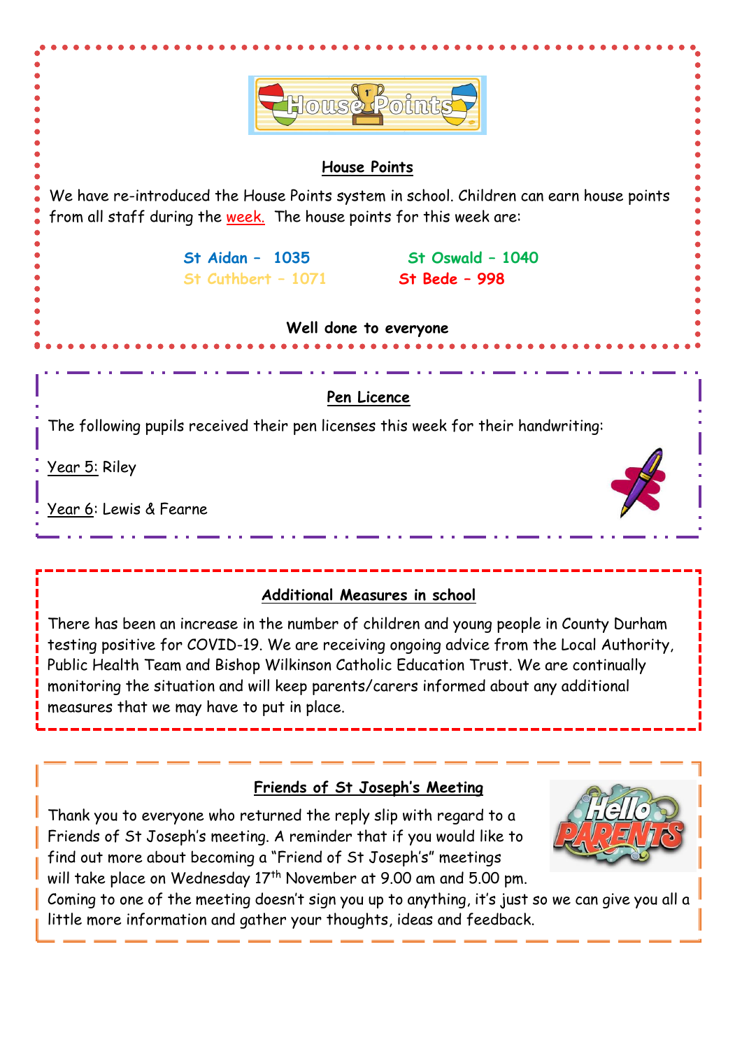## House Points

We have re-introduced the House Points system in school. Children can earn house points from all staff during the week. The house points for this week are:

**St Aidan – 1035** | **St Oswald – 1040**

**St Cuthbert – 1071** | **St Bede – 998**

**Well done to everyone**

## Pen Licence

The following pupils received their pen licenses this week for their handwriting:

Year 5: Riley

Year 6: Lewis & Fearne

## Additional Measures in school

There has been an increase in the number of children and young people in County Durham testing positive for COVID-19. We are receiving ongoing advice from the Local Authority, Public Health Team and Bishop Wilkinson Catholic Education Trust. We are continually monitoring the situation and will keep parents/carers informed about any additional measures that we may have to put in place.

## Friends of St Joseph's Meeting

Thank you to everyone who returned the reply slip with regard to a Friends of St Joseph's meeting. A reminder that if you would like to find out more about becoming a "Friend of St Joseph's" meetings will take place on Wednesday 17th November at 9.00 am and 5.00 pm. Coming to one of the meeting doesn't sign you up to anything, it's just so we can give you all a little more information and gather your thoughts, ideas and feedback.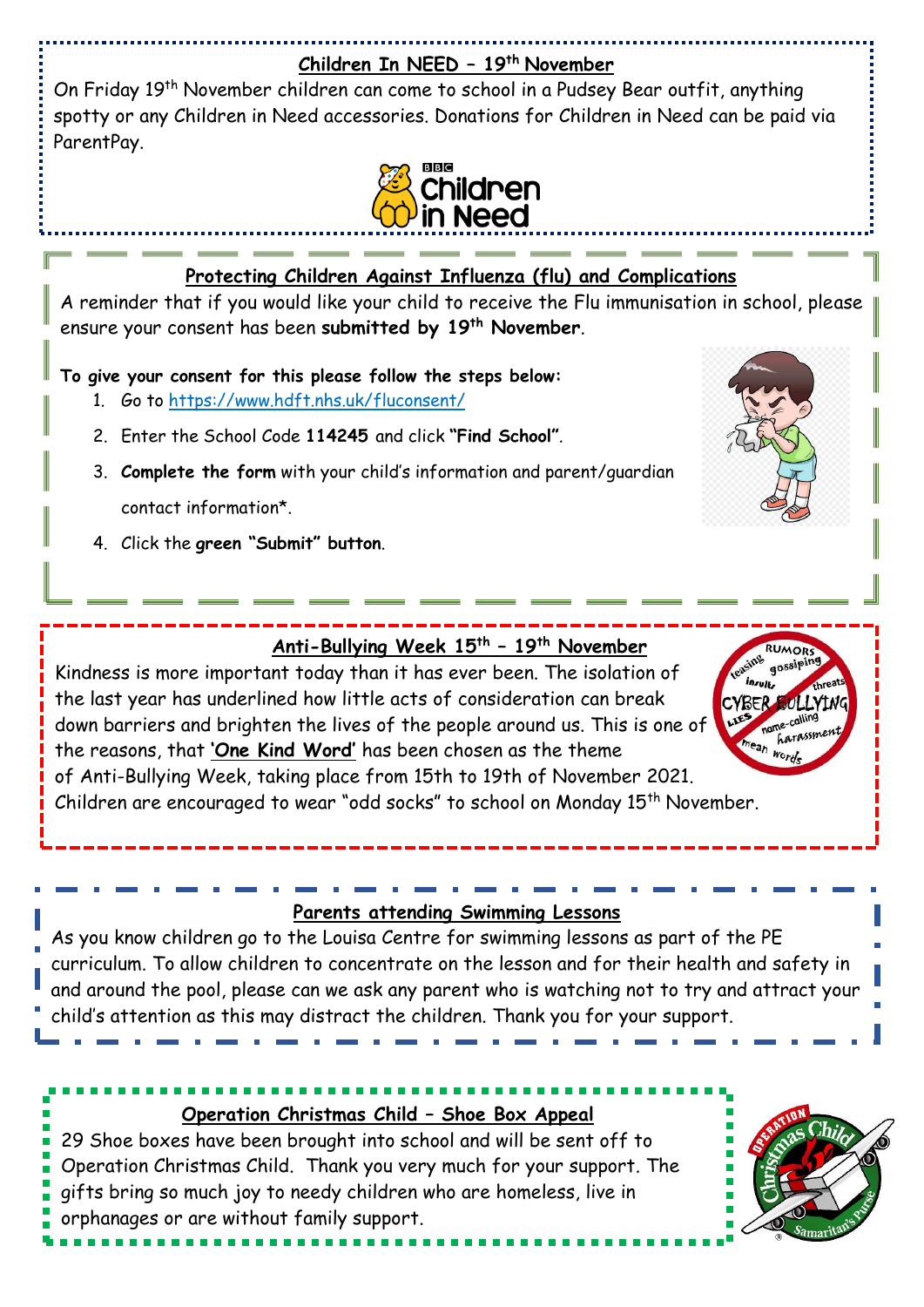## Children In NEED – 19th November

On Friday 19th November children can come to school in a Pudsey Bear outfit, anything spotty or any Children in Need accessories. Donations for Children in Need can be paid via ParentPay.

## Protecting Children Against Influenza (flu) and Complications

A reminder that if you would like your child to receive the Flu immunisation in school, please ensure your consent has been **submitted by 19th November**.

**To give your consent for this please follow the steps below:**

1. Go to https://www.hdft.nhs.uk/fluconsent/
2. Enter the School Code **114245** and click **"Find School"**.
3. **Complete the form** with your child's information and parent/guardian contact information*.
4. Click the **green "Submit" button**.

## Anti-Bullying Week 15th – 19th November

Kindness is more important today than it has ever been. The isolation of the last year has underlined how little acts of consideration can break down barriers and brighten the lives of the people around us. This is one of the reasons, that **'One Kind Word'** has been chosen as the theme of Anti-Bullying Week, taking place from 15th to 19th of November 2021. Children are encouraged to wear "odd socks" to school on Monday 15th November.

## Parents attending Swimming Lessons

As you know children go to the Louisa Centre for swimming lessons as part of the PE curriculum. To allow children to concentrate on the lesson and for their health and safety in and around the pool, please can we ask any parent who is watching not to try and attract your child's attention as this may distract the children. Thank you for your support.

## Operation Christmas Child – Shoe Box Appeal

29 Shoe boxes have been brought into school and will be sent off to Operation Christmas Child. Thank you very much for your support. The gifts bring so much joy to needy children who are homeless, live in orphanages or are without family support.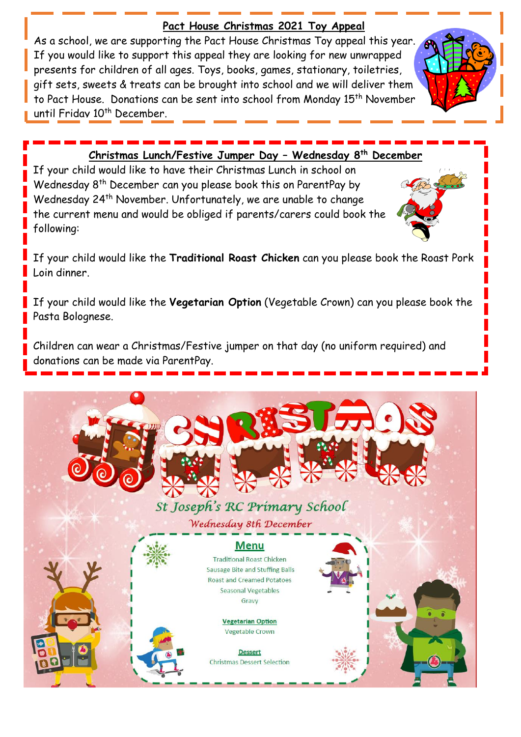## Pact House Christmas 2021 Toy Appeal

As a school, we are supporting the Pact House Christmas Toy appeal this year. If you would like to support this appeal they are looking for new unwrapped presents for children of all ages. Toys, books, games, stationary, toiletries, gift sets, sweets & treats can be brought into school and we will deliver them to Pact House. Donations can be sent into school from Monday 15th November until Friday 10th December.

## Christmas Lunch/Festive Jumper Day – Wednesday 8th December

If your child would like to have their Christmas Lunch in school on Wednesday 8th December can you please book this on ParentPay by Wednesday 24th November. Unfortunately, we are unable to change the current menu and would be obliged if parents/carers could book the following:

If your child would like the **Traditional Roast Chicken** can you please book the Roast Pork Loin dinner.

If your child would like the **Vegetarian Option** (Vegetable Crown) can you please book the Pasta Bolognese.

Children can wear a Christmas/Festive jumper on that day (no uniform required) and donations can be made via ParentPay.

# CHRISTMAS

*St Joseph's RC Primary School*

*Wednesday 8th December*

### Menu

Traditional Roast Chicken
Sausage Bite and Stuffing Balls
Roast and Creamed Potatoes
Seasonal Vegetables
Gravy

**Vegetarian Option**
Vegetable Crown

**Dessert**
Christmas Dessert Selection